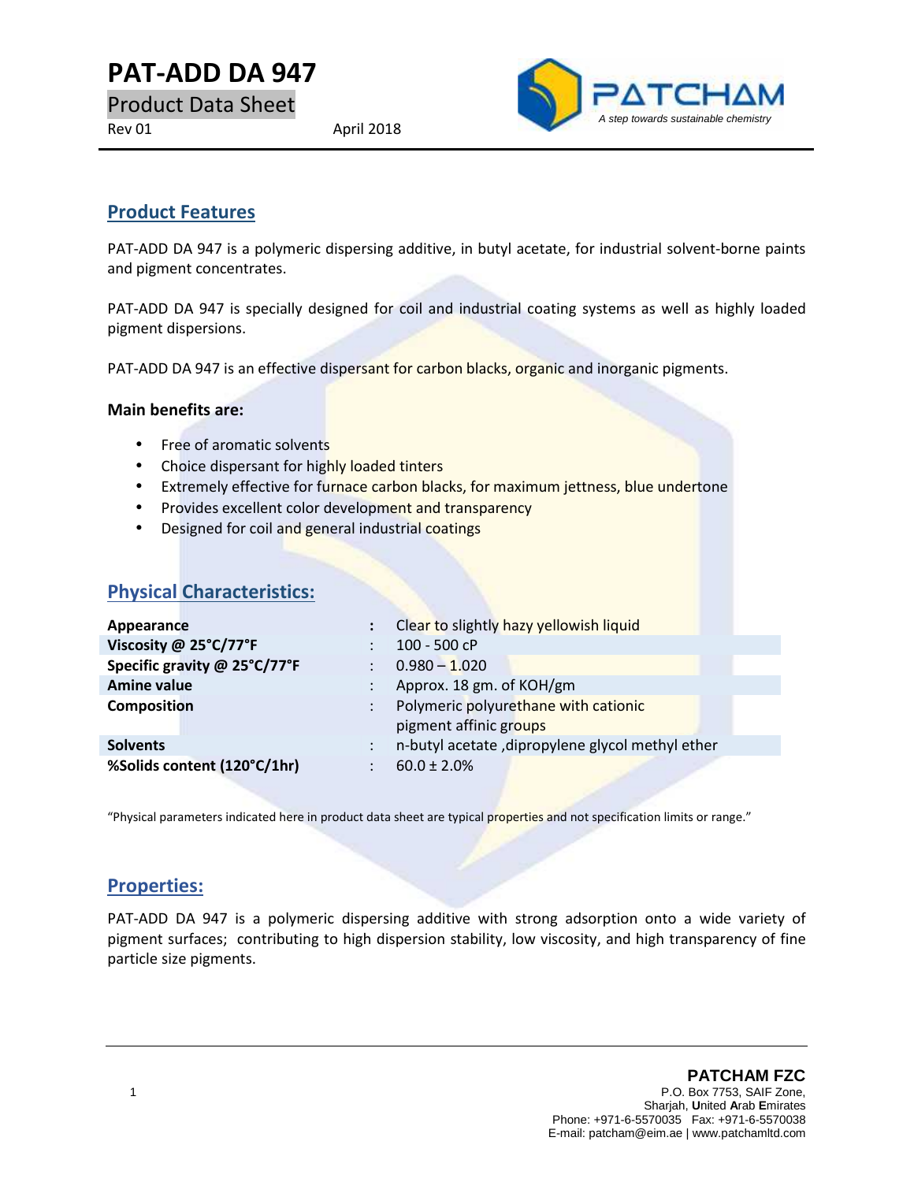# PAT-ADD DA 947

Product Data Sheet

Rev 01 April 2018

PATCHAM

*A step towards sustainable chemistry*

## Product Features

PAT-ADD DA 947 is a polymeric dispersing additive, in butyl acetate, for industrial solvent-borne paints and pigment concentrates.

PAT-ADD DA 947 is specially designed for coil and industrial coating systems as well as highly loaded pigment dispersions.

PAT-ADD DA 947 is an effective dispersant for carbon blacks, organic and inorganic pigments.

**Main benefits are:**

- Free of aromatic solvents
- Choice dispersant for highly loaded tinters
- Extremely effective for furnace carbon blacks, for maximum jettness, blue undertone
- Provides excellent color development and transparency
- Designed for coil and general industrial coatings

## Physical Characteristics:

| | | |
|---|---|---|
| **Appearance** | : | Clear to slightly hazy yellowish liquid |
| **Viscosity @ 25°C/77°F** | : | 100 - 500 cP |
| **Specific gravity @ 25°C/77°F** | : | 0.980 – 1.020 |
| **Amine value** | : | Approx. 18 gm. of KOH/gm |
| **Composition** | : | Polymeric polyurethane with cationic pigment affinic groups |
| **Solvents** | : | n-butyl acetate ,dipropylene glycol methyl ether |
| **%Solids content (120°C/1hr)** | : | 60.0 ± 2.0% |

"Physical parameters indicated here in product data sheet are typical properties and not specification limits or range."

## Properties:

PAT-ADD DA 947 is a polymeric dispersing additive with strong adsorption onto a wide variety of pigment surfaces; contributing to high dispersion stability, low viscosity, and high transparency of fine particle size pigments.

**PATCHAM FZC**
P.O. Box 7753, SAIF Zone,
Sharjah, **U**nited **A**rab **E**mirates
Phone: +971-6-5570035 Fax: +971-6-5570038
E-mail: patcham@eim.ae | www.patchamltd.com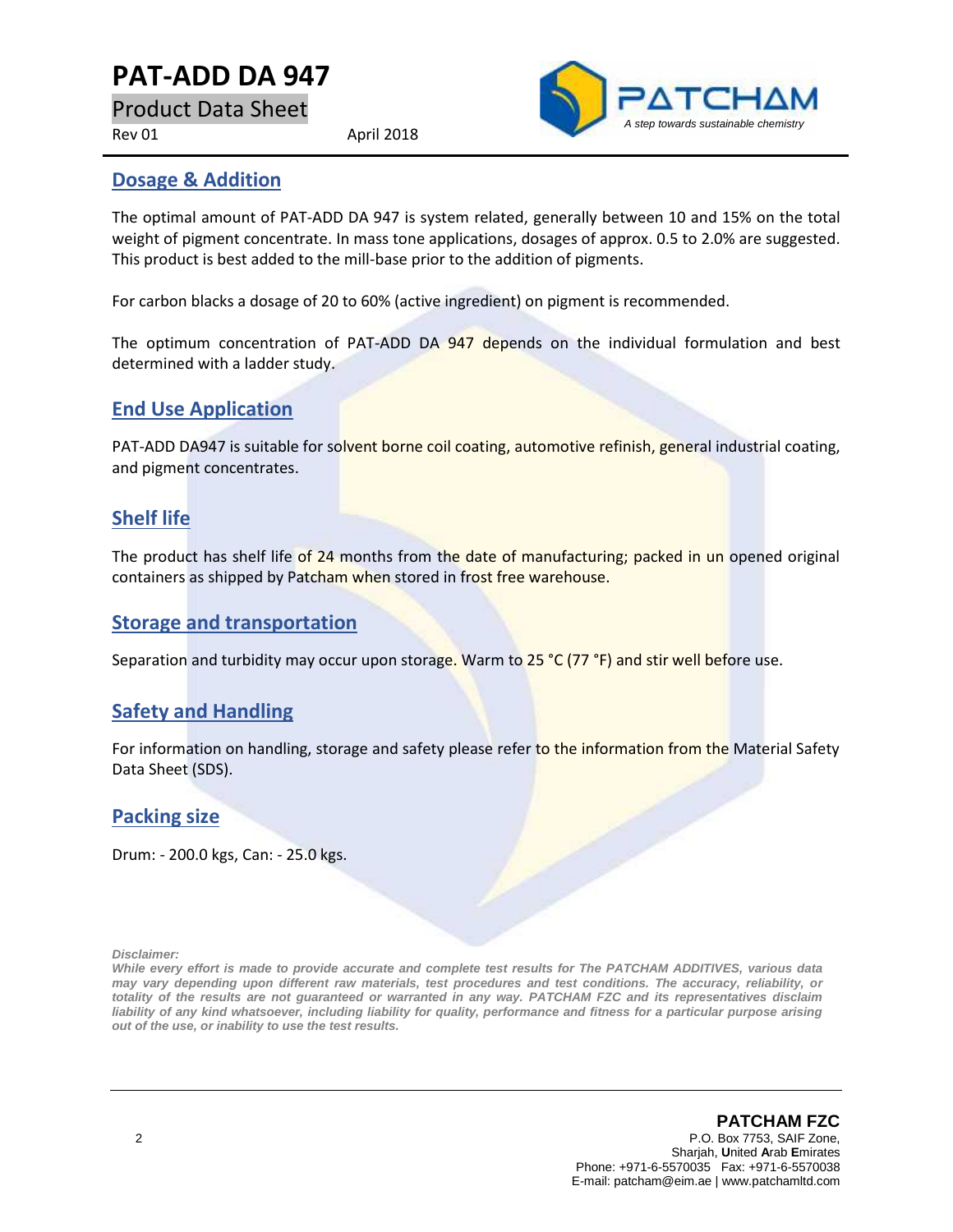## Dosage & Addition

The optimal amount of PAT-ADD DA 947 is system related, generally between 10 and 15% on the total weight of pigment concentrate. In mass tone applications, dosages of approx. 0.5 to 2.0% are suggested. This product is best added to the mill-base prior to the addition of pigments.

For carbon blacks a dosage of 20 to 60% (active ingredient) on pigment is recommended.

The optimum concentration of PAT-ADD DA 947 depends on the individual formulation and best determined with a ladder study.

## End Use Application

PAT-ADD DA947 is suitable for solvent borne coil coating, automotive refinish, general industrial coating, and pigment concentrates.

## Shelf life

The product has shelf life of 24 months from the date of manufacturing; packed in un opened original containers as shipped by Patcham when stored in frost free warehouse.

## Storage and transportation

Separation and turbidity may occur upon storage. Warm to 25 °C (77 °F) and stir well before use.

## Safety and Handling

For information on handling, storage and safety please refer to the information from the Material Safety Data Sheet (SDS).

## Packing size

Drum: - 200.0 kgs, Can: - 25.0 kgs.

***Disclaimer:***

***While every effort is made to provide accurate and complete test results for The PATCHAM ADDITIVES, various data may vary depending upon different raw materials, test procedures and test conditions. The accuracy, reliability, or totality of the results are not guaranteed or warranted in any way. PATCHAM FZC and its representatives disclaim liability of any kind whatsoever, including liability for quality, performance and fitness for a particular purpose arising out of the use, or inability to use the test results.***

**PATCHAM FZC**
P.O. Box 7753, SAIF Zone,
Sharjah, **U**nited **A**rab **E**mirates
Phone: +971-6-5570035 Fax: +971-6-5570038
E-mail: patcham@eim.ae | www.patchamltd.com